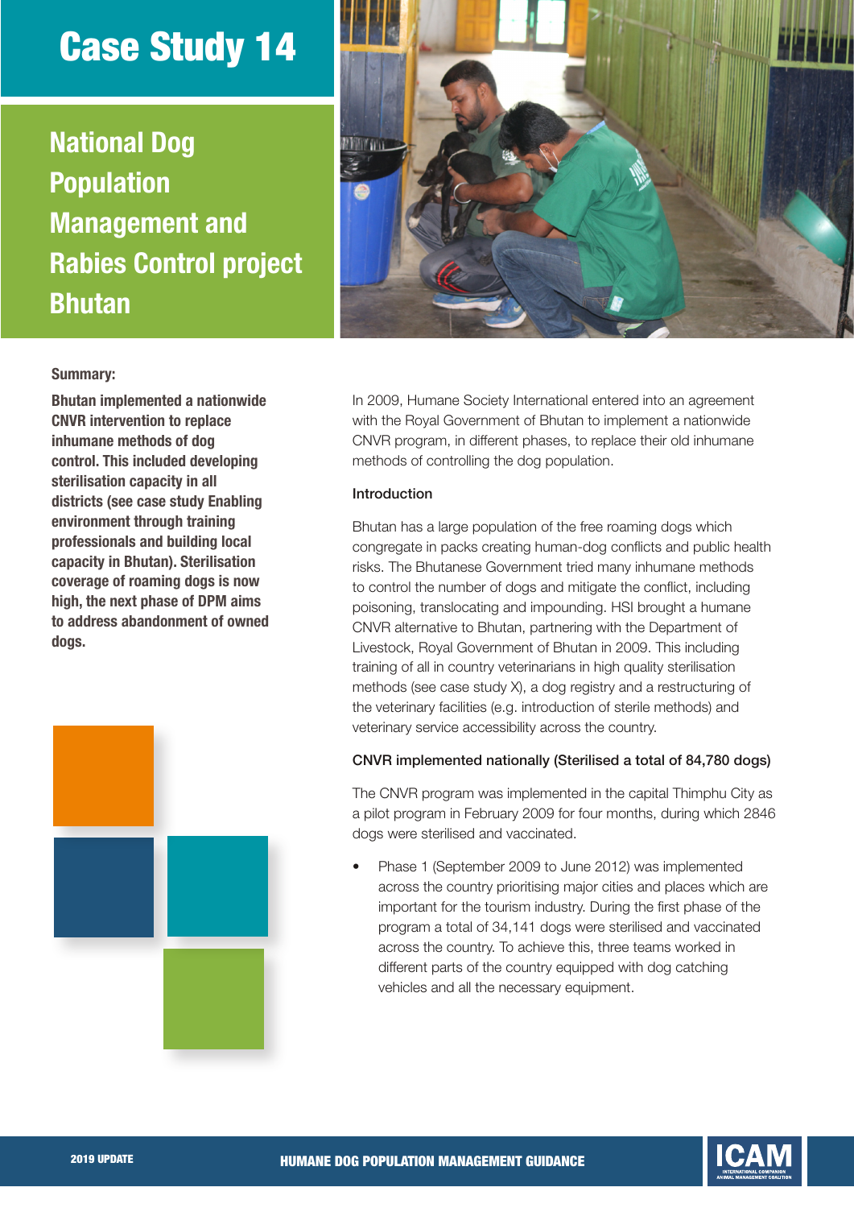# Case Study 14

## National Dog Population Management and Rabies Control project Bhutan

**Summary:**

**Bhutan implemented a nationwide CNVR intervention to replace inhumane methods of dog control. This included developing sterilisation capacity in all districts (see case study Enabling environment through training professionals and building local capacity in Bhutan). Sterilisation coverage of roaming dogs is now high, the next phase of DPM aims to address abandonment of owned dogs.**

In 2009, Humane Society International entered into an agreement with the Royal Government of Bhutan to implement a nationwide CNVR program, in different phases, to replace their old inhumane methods of controlling the dog population.

### Introduction

Bhutan has a large population of the free roaming dogs which congregate in packs creating human-dog conflicts and public health risks. The Bhutanese Government tried many inhumane methods to control the number of dogs and mitigate the conflict, including poisoning, translocating and impounding. HSI brought a humane CNVR alternative to Bhutan, partnering with the Department of Livestock, Royal Government of Bhutan in 2009. This including training of all in country veterinarians in high quality sterilisation methods (see case study X), a dog registry and a restructuring of the veterinary facilities (e.g. introduction of sterile methods) and veterinary service accessibility across the country.

### CNVR implemented nationally (Sterilised a total of 84,780 dogs)

The CNVR program was implemented in the capital Thimphu City as a pilot program in February 2009 for four months, during which 2846 dogs were sterilised and vaccinated.

- Phase 1 (September 2009 to June 2012) was implemented across the country prioritising major cities and places which are important for the tourism industry. During the first phase of the program a total of 34,141 dogs were sterilised and vaccinated across the country. To achieve this, three teams worked in different parts of the country equipped with dog catching vehicles and all the necessary equipment.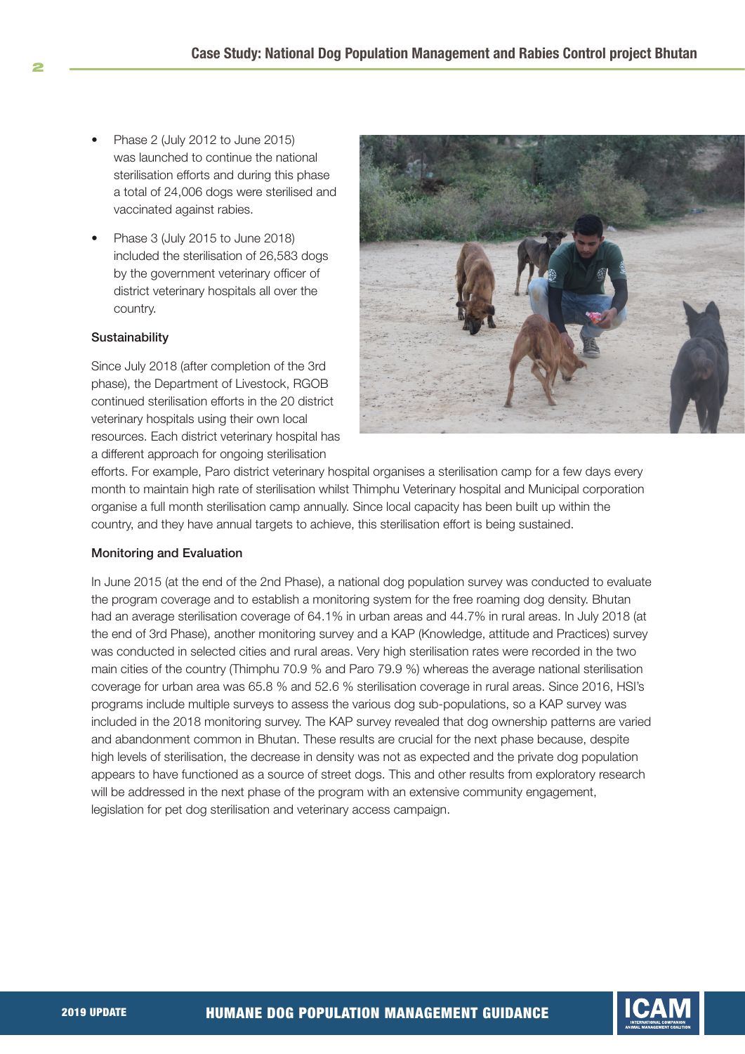- Phase 2 (July 2012 to June 2015) was launched to continue the national sterilisation efforts and during this phase a total of 24,006 dogs were sterilised and vaccinated against rabies.
- Phase 3 (July 2015 to June 2018) included the sterilisation of 26,583 dogs by the government veterinary officer of district veterinary hospitals all over the country.

#### Sustainability

Since July 2018 (after completion of the 3rd phase), the Department of Livestock, RGOB continued sterilisation efforts in the 20 district veterinary hospitals using their own local resources. Each district veterinary hospital has a different approach for ongoing sterilisation efforts. For example, Paro district veterinary hospital organises a sterilisation camp for a few days every month to maintain high rate of sterilisation whilst Thimphu Veterinary hospital and Municipal corporation organise a full month sterilisation camp annually. Since local capacity has been built up within the country, and they have annual targets to achieve, this sterilisation effort is being sustained.

#### Monitoring and Evaluation

In June 2015 (at the end of the 2nd Phase), a national dog population survey was conducted to evaluate the program coverage and to establish a monitoring system for the free roaming dog density. Bhutan had an average sterilisation coverage of 64.1% in urban areas and 44.7% in rural areas. In July 2018 (at the end of 3rd Phase), another monitoring survey and a KAP (Knowledge, attitude and Practices) survey was conducted in selected cities and rural areas. Very high sterilisation rates were recorded in the two main cities of the country (Thimphu 70.9 % and Paro 79.9 %) whereas the average national sterilisation coverage for urban area was 65.8 % and 52.6 % sterilisation coverage in rural areas. Since 2016, HSI's programs include multiple surveys to assess the various dog sub-populations, so a KAP survey was included in the 2018 monitoring survey. The KAP survey revealed that dog ownership patterns are varied and abandonment common in Bhutan. These results are crucial for the next phase because, despite high levels of sterilisation, the decrease in density was not as expected and the private dog population appears to have functioned as a source of street dogs. This and other results from exploratory research will be addressed in the next phase of the program with an extensive community engagement, legislation for pet dog sterilisation and veterinary access campaign.